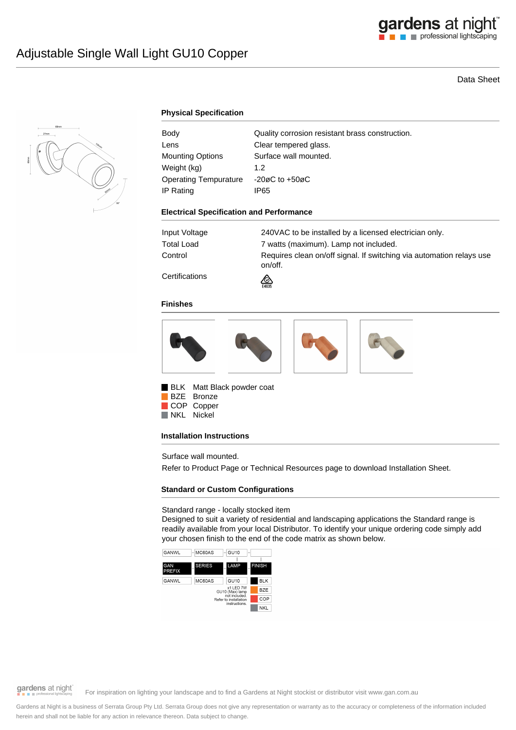# Adjustable Single Wall Light GU10 Copper

Data Sheet

## Physical Specification

| | |
|---|---|
| Body | Quality corrosion resistant brass construction. |
| Lens | Clear tempered glass. |
| Mounting Options | Surface wall mounted. |
| Weight (kg) | 1.2 |
| Operating Tempurature | -20øC to +50øC |
| IP Rating | IP65 |

## Electrical Specification and Performance

| | |
|---|---|
| Input Voltage | 240VAC to be installed by a licensed electrician only. |
| Total Load | 7 watts (maximum). Lamp not included. |
| Control | Requires clean on/off signal. If switching via automation relays use on/off. |
| Certifications | E4635 |

## Finishes

- BLK Matt Black powder coat
- BZE Bronze
- COP Copper
- NKL Nickel

## Installation Instructions

Surface wall mounted.

Refer to Product Page or Technical Resources page to download Installation Sheet.

## Standard or Custom Configurations

Standard range - locally stocked item

Designed to suit a variety of residential and landscaping applications the Standard range is readily available from your local Distributor. To identify your unique ordering code simply add your chosen finish to the end of the code matrix as shown below.

| GANWL | MC60AS | GU10 | |
|---|---|---|---|
| GAN PREFIX | SERIES | LAMP | FINISH |
| GANWL | MC60AS | GU10 | BLK |
| | | x1 LED 7W GU10 (Max) lamp not included. Refer to installation instructions. | BZE |
| | | | COP |
| | | | NKL |

For inspiration on lighting your landscape and to find a Gardens at Night stockist or distributor visit www.gan.com.au

Gardens at Night is a business of Serrata Group Pty Ltd. Serrata Group does not give any representation or warranty as to the accuracy or completeness of the information included herein and shall not be liable for any action in relevance thereon. Data subject to change.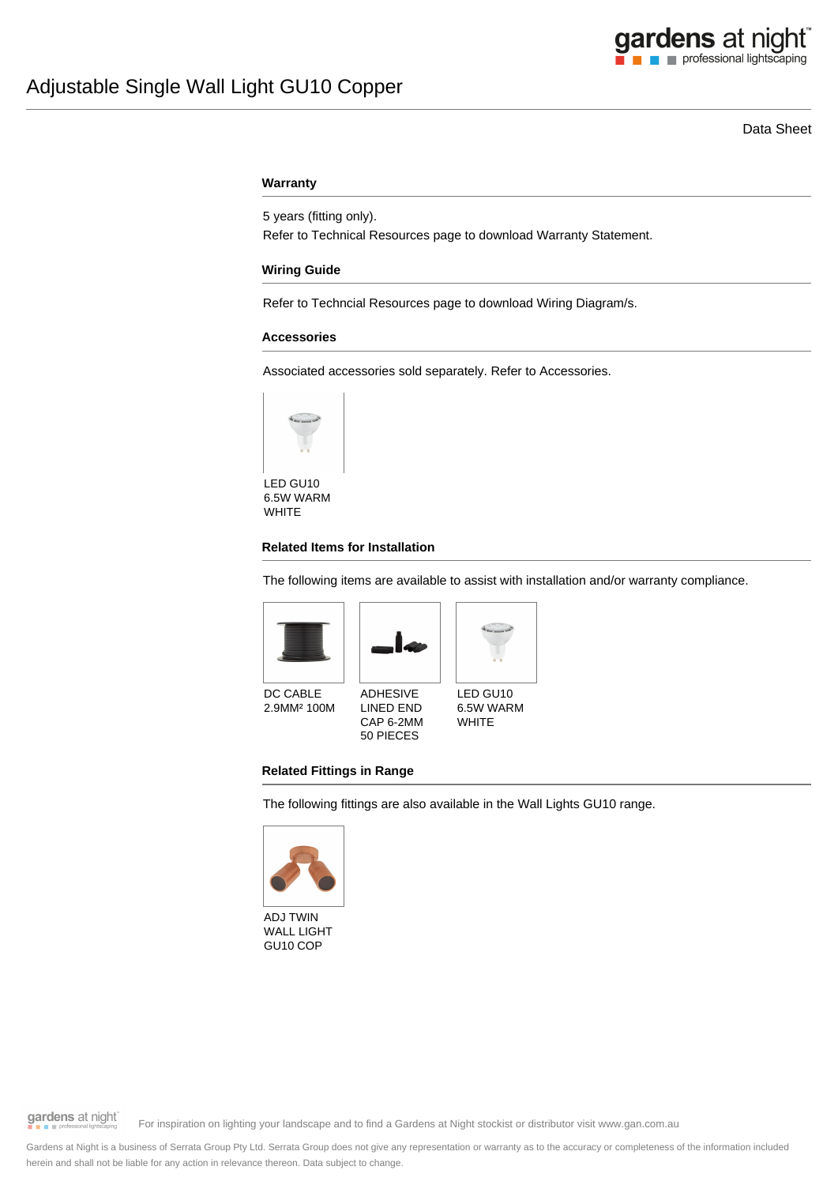# Adjustable Single Wall Light GU10 Copper

Data Sheet

### Warranty

5 years (fitting only).
Refer to Technical Resources page to download Warranty Statement.

### Wiring Guide

Refer to Techncial Resources page to download Wiring Diagram/s.

### Accessories

Associated accessories sold separately. Refer to Accessories.

LED GU10 6.5W WARM WHITE

### Related Items for Installation

The following items are available to assist with installation and/or warranty compliance.

DC CABLE 2.9MM² 100M

ADHESIVE LINED END CAP 6-2MM 50 PIECES

LED GU10 6.5W WARM WHITE

### Related Fittings in Range

The following fittings are also available in the Wall Lights GU10 range.

ADJ TWIN WALL LIGHT GU10 COP

For inspiration on lighting your landscape and to find a Gardens at Night stockist or distributor visit www.gan.com.au

Gardens at Night is a business of Serrata Group Pty Ltd. Serrata Group does not give any representation or warranty as to the accuracy or completeness of the information included herein and shall not be liable for any action in relevance thereon. Data subject to change.